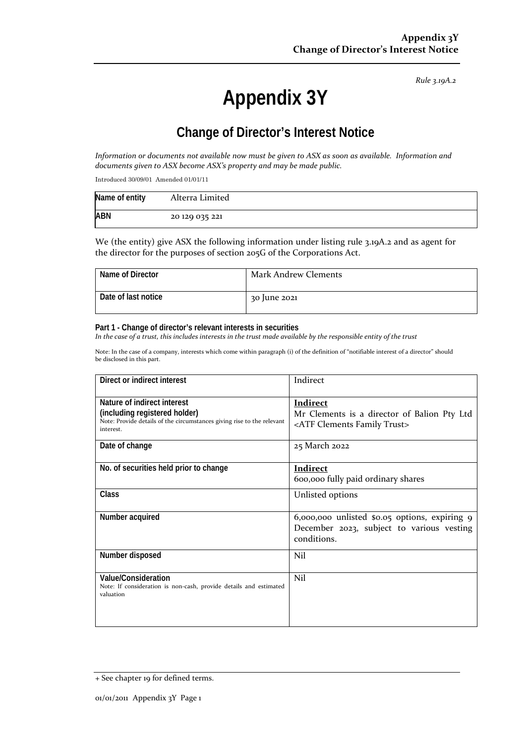*Rule 3.19A.2*

# Appendix 3Y

## Change of Director's Interest Notice

*Information or documents not available now must be given to ASX as soon as available. Information and documents given to ASX become ASX's property and may be made public.*

Introduced 30/09/01 Amended 01/01/11

| Name of entity | Alterra Limited |
|---|---|
| ABN | 20 129 035 221 |

We (the entity) give ASX the following information under listing rule 3.19A.2 and as agent for the director for the purposes of section 205G of the Corporations Act.

| Name of Director | Mark Andrew Clements |
|---|---|
| Date of last notice | 30 June 2021 |

**Part 1 - Change of director's relevant interests in securities**
*In the case of a trust, this includes interests in the trust made available by the responsible entity of the trust*

Note: In the case of a company, interests which come within paragraph (i) of the definition of "notifiable interest of a director" should be disclosed in this part.

| Direct or indirect interest | Indirect |
|---|---|
| Nature of indirect interest (including registered holder)<br>Note: Provide details of the circumstances giving rise to the relevant interest. | **Indirect**<br>Mr Clements is a director of Balion Pty Ltd <ATF Clements Family Trust> |
| Date of change | 25 March 2022 |
| No. of securities held prior to change | **Indirect**<br>600,000 fully paid ordinary shares |
| Class | Unlisted options |
| Number acquired | 6,000,000 unlisted $0.05 options, expiring 9 December 2023, subject to various vesting conditions. |
| Number disposed | Nil |
| Value/Consideration<br>Note: If consideration is non-cash, provide details and estimated valuation | Nil |

+ See chapter 19 for defined terms.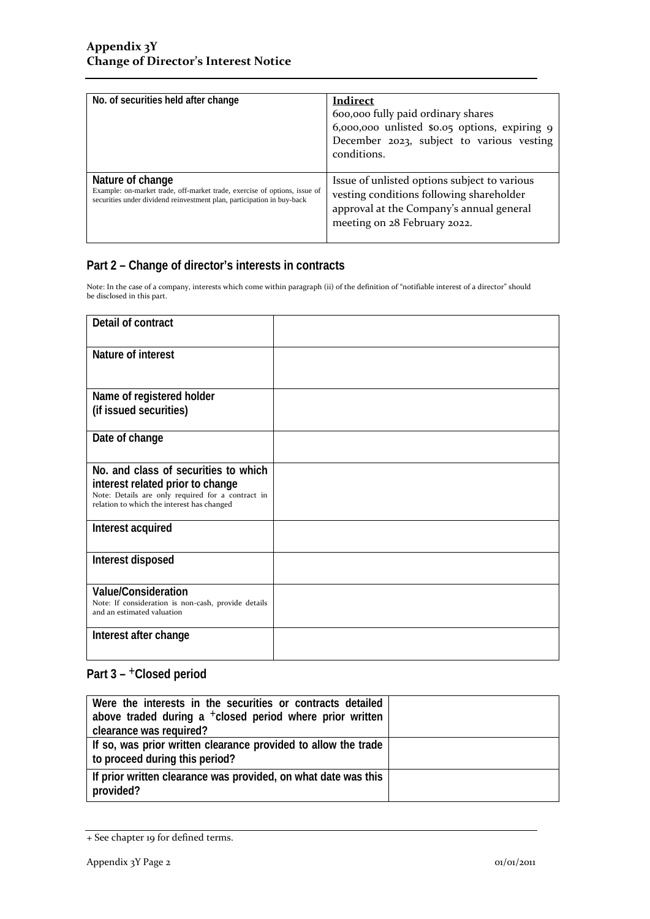| | |
|---|---|
| No. of securities held after change | **Indirect**<br>600,000 fully paid ordinary shares<br>6,000,000 unlisted $0.05 options, expiring 9 December 2023, subject to various vesting conditions. |
| Nature of change<br>Example: on-market trade, off-market trade, exercise of options, issue of securities under dividend reinvestment plan, participation in buy-back | Issue of unlisted options subject to various vesting conditions following shareholder approval at the Company's annual general meeting on 28 February 2022. |

## Part 2 – Change of director's interests in contracts

Note: In the case of a company, interests which come within paragraph (ii) of the definition of "notifiable interest of a director" should be disclosed in this part.

| | |
|---|---|
| Detail of contract | |
| Nature of interest | |
| Name of registered holder<br>(if issued securities) | |
| Date of change | |
| No. and class of securities to which interest related prior to change<br>Note: Details are only required for a contract in relation to which the interest has changed | |
| Interest acquired | |
| Interest disposed | |
| Value/Consideration<br>Note: If consideration is non-cash, provide details and an estimated valuation | |
| Interest after change | |

## Part 3 – +Closed period

| | |
|---|---|
| Were the interests in the securities or contracts detailed above traded during a +closed period where prior written clearance was required? | |
| If so, was prior written clearance provided to allow the trade to proceed during this period? | |
| If prior written clearance was provided, on what date was this provided? | |

+ See chapter 19 for defined terms.